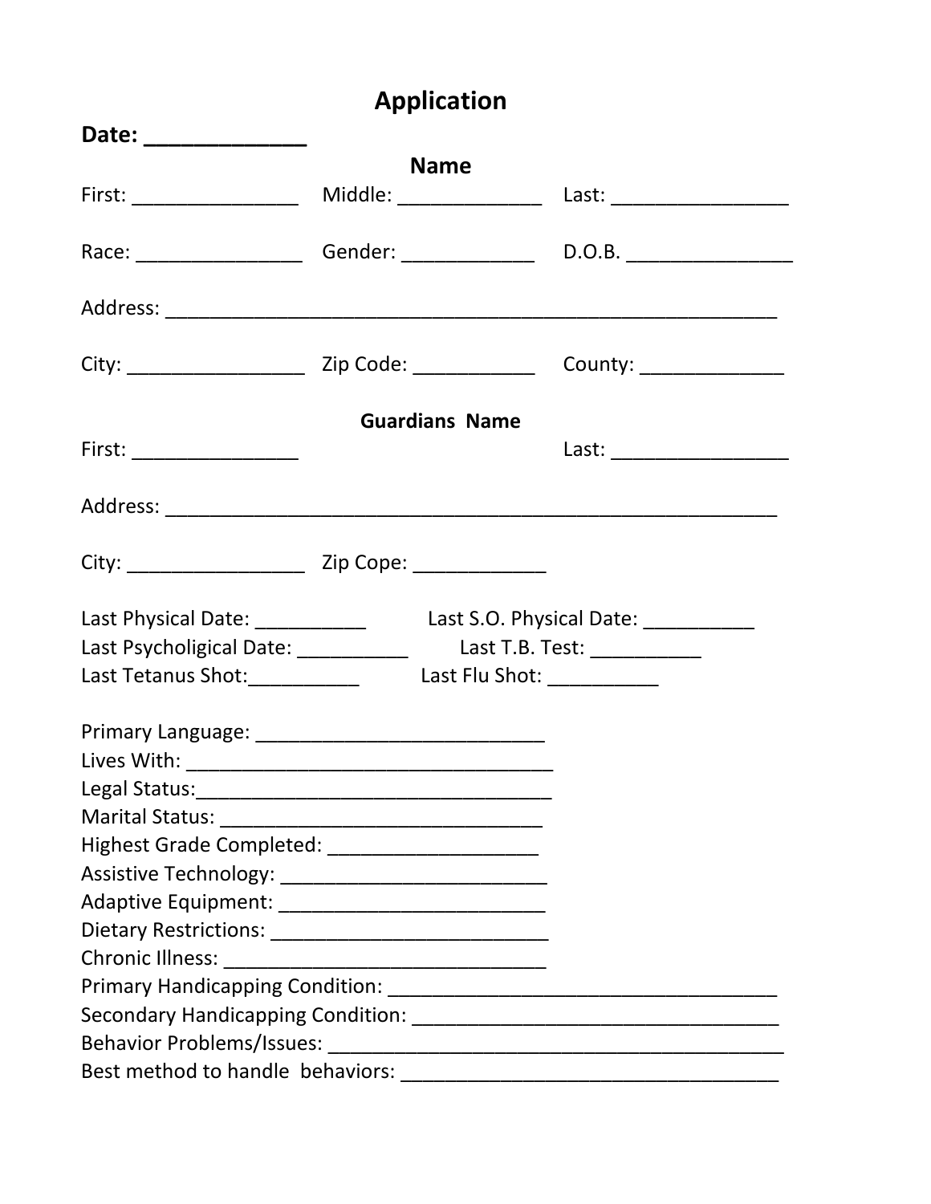# Application

**Date: _____________**

## Name

First: _______________ Middle: _____________ Last: ________________

Race: _______________ Gender: ____________ D.O.B. _______________

Address: _______________________________________________________

City: ________________ Zip Code: ___________ County: _____________

### Guardians Name

First: _______________ Last: ________________

Address: _______________________________________________________

City: ________________ Zip Cope: ____________

Last Physical Date: __________ Last S.O. Physical Date: __________

Last Psycholigical Date: __________ Last T.B. Test: __________

Last Tetanus Shot:__________ Last Flu Shot: __________

Primary Language: __________________________

Lives With: __________________________________

Legal Status:_________________________________

Marital Status: ______________________________

Highest Grade Completed: ___________________

Assistive Technology: ________________________

Adaptive Equipment: ________________________

Dietary Restrictions: _________________________

Chronic Illness: ______________________________

Primary Handicapping Condition: ___________________________________

Secondary Handicapping Condition: _________________________________

Behavior Problems/Issues: __________________________________________

Best method to handle behaviors: ___________________________________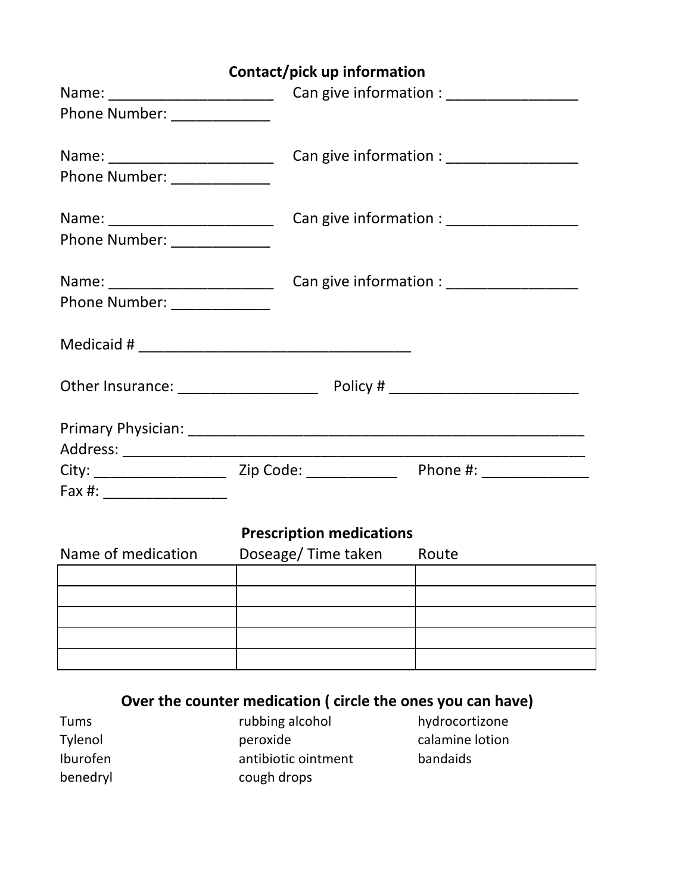## Contact/pick up information

Name: ____________________ Can give information : ________________
Phone Number: ____________

Name: ____________________ Can give information : ________________
Phone Number: ____________

Name: ____________________ Can give information : ________________
Phone Number: ____________

Name: ____________________ Can give information : ________________
Phone Number: ____________

Medicaid # _________________________________

Other Insurance: _________________ Policy # _______________________

Primary Physician: ________________________________________________
Address: _________________________________________________________
City: ________________ Zip Code: ___________ Phone #: _____________
Fax #: _______________

## Prescription medications

| Name of medication | Doseage/ Time taken | Route |
|---|---|---|
| | | |
| | | |
| | | |
| | | |
| | | |

## Over the counter medication ( circle the ones you can have)

Tums
Tylenol
Iburofen
benedryl
rubbing alcohol
peroxide
antibiotic ointment
cough drops
hydrocortizone
calamine lotion
bandaids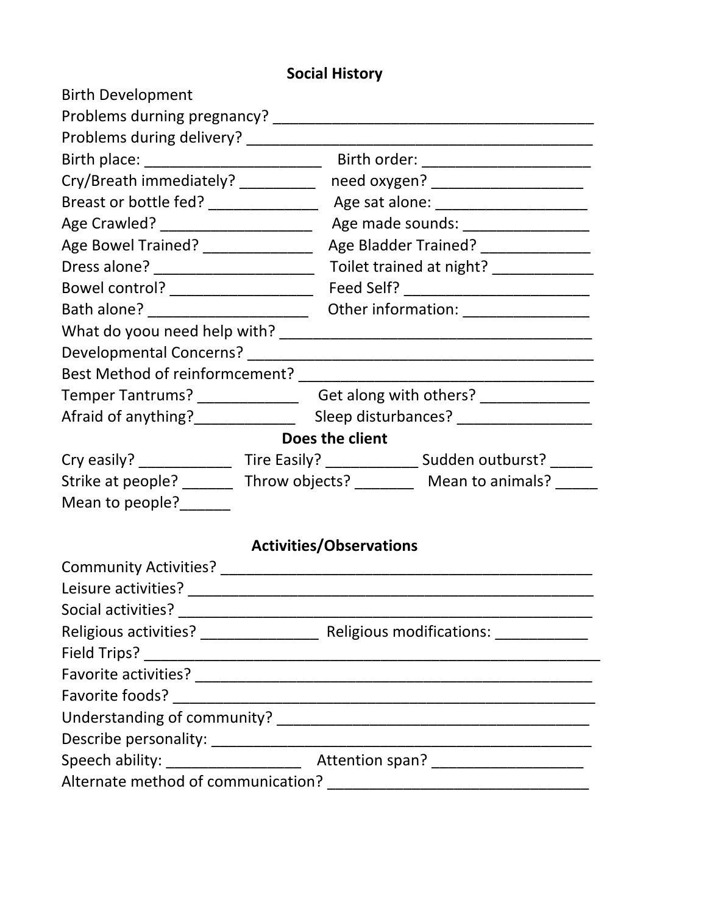## Social History

Birth Development

Problems durning pregnancy? ________________________________________

Problems during delivery? __________________________________________

Birth place: _____________________ Birth order: ____________________

Cry/Breath immediately? _________ need oxygen? __________________

Breast or bottle fed? _____________ Age sat alone: __________________

Age Crawled? __________________ Age made sounds: _______________

Age Bowel Trained? _____________ Age Bladder Trained? _____________

Dress alone? ___________________ Toilet trained at night? ____________

Bowel control? _________________ Feed Self? _______________________

Bath alone? ____________________ Other information: _______________

What do yoou need help with? ______________________________________

Developmental Concerns? __________________________________________

Best Method of reinformcement? ____________________________________

Temper Tantrums? ____________ Get along with others? _____________

Afraid of anything?____________ Sleep disturbances? ________________

### Does the client

Cry easily? ___________ Tire Easily? ___________ Sudden outburst? _____

Strike at people? ______ Throw objects? _______ Mean to animals? _____

Mean to people?______

## Activities/Observations

Community Activities? ______________________________________________

Leisure activities? _________________________________________________

Social activities? __________________________________________________

Religious activities? ______________ Religious modifications: ___________

Field Trips? ________________________________________________________

Favorite activities? _________________________________________________

Favorite foods? ____________________________________________________

Understanding of community? ______________________________________

Describe personality: _______________________________________________

Speech ability: ________________ Attention span? __________________

Alternate method of communication? ________________________________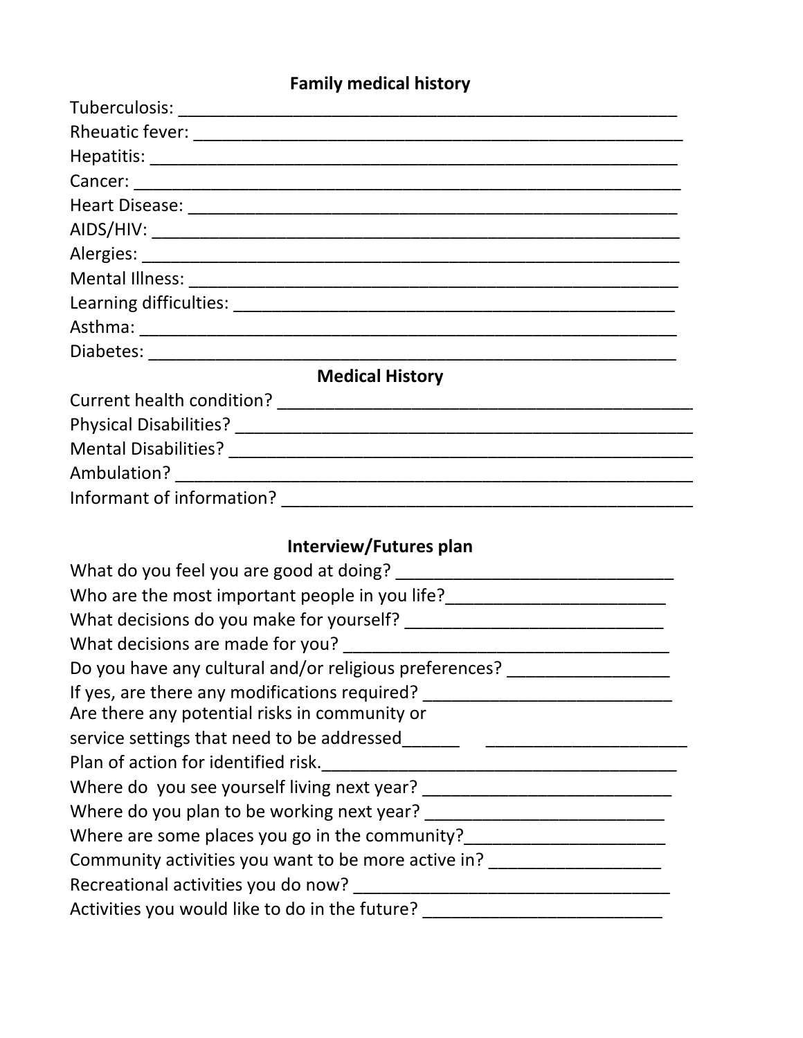## Family medical history

Tuberculosis: ____________________________________________________

Rheuatic fever: ___________________________________________________

Hepatitis: ______________________________________________________

Cancer: ________________________________________________________

Heart Disease: ___________________________________________________

AIDS/HIV: ______________________________________________________

Alergies: _______________________________________________________

Mental Illness: ___________________________________________________

Learning difficulties: ______________________________________________

Asthma: ________________________________________________________

Diabetes: _______________________________________________________

## Medical History

Current health condition? ___________________________________________

Physical Disabilities? ______________________________________________

Mental Disabilities? _______________________________________________

Ambulation? _____________________________________________________

Informant of information? ___________________________________________

## Interview/Futures plan

What do you feel you are good at doing? ______________________________

Who are the most important people in you life?________________________

What decisions do you make for yourself? ____________________________

What decisions are made for you? __________________________________

Do you have any cultural and/or religious preferences? _________________

If yes, are there any modifications required? __________________________

Are there any potential risks in community or service settings that need to be addressed______ ______________________

Plan of action for identified risk._______________________________________

Where do you see yourself living next year? ___________________________

Where do you plan to be working next year? __________________________

Where are some places you go in the community?______________________

Community activities you want to be more active in? ___________________

Recreational activities you do now? __________________________________

Activities you would like to do in the future? __________________________